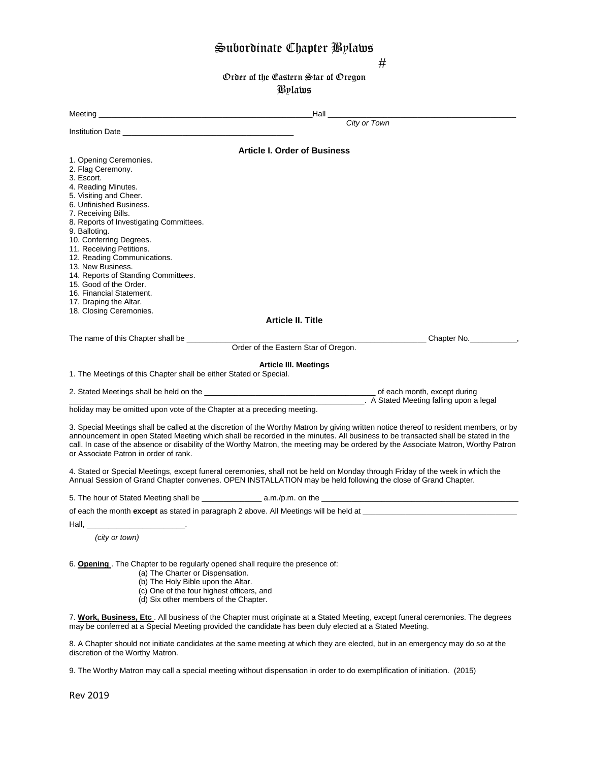# Subordinate Chapter Bylaws

#

## Order of the Eastern Star of Oregon

## Bylaws

Meeting _______________________________________________ Hall _______________________________________
*City or Town*

Institution Date ______________________________________

### Article I. Order of Business

1. Opening Ceremonies.
2. Flag Ceremony.
3. Escort.
4. Reading Minutes.
5. Visiting and Cheer.
6. Unfinished Business.
7. Receiving Bills.
8. Reports of Investigating Committees.
9. Balloting.
10. Conferring Degrees.
11. Receiving Petitions.
12. Reading Communications.
13. New Business.
14. Reports of Standing Committees.
15. Good of the Order.
16. Financial Statement.
17. Draping the Altar.
18. Closing Ceremonies.

### Article II. Title

The name of this Chapter shall be _______________________________________________________ Chapter No.___________,
Order of the Eastern Star of Oregon.

### Article III. Meetings

1. The Meetings of this Chapter shall be either Stated or Special.

2. Stated Meetings shall be held on the _______________________________________ of each month, except during _____________________________________________________________________. A Stated Meeting falling upon a legal holiday may be omitted upon vote of the Chapter at a preceding meeting.

3. Special Meetings shall be called at the discretion of the Worthy Matron by giving written notice thereof to resident members, or by announcement in open Stated Meeting which shall be recorded in the minutes. All business to be transacted shall be stated in the call. In case of the absence or disability of the Worthy Matron, the meeting may be ordered by the Associate Matron, Worthy Patron or Associate Patron in order of rank.

4. Stated or Special Meetings, except funeral ceremonies, shall not be held on Monday through Friday of the week in which the Annual Session of Grand Chapter convenes. OPEN INSTALLATION may be held following the close of Grand Chapter.

5. The hour of Stated Meeting shall be _____________ a.m./p.m. on the _____________________________________________

of each the month **except** as stated in paragraph 2 above. All Meetings will be held at ___________________________________

Hall, ______________________.

*(city or town)*

6. **Opening** . The Chapter to be regularly opened shall require the presence of:
   - (a) The Charter or Dispensation.
   - (b) The Holy Bible upon the Altar.
   - (c) One of the four highest officers, and
   - (d) Six other members of the Chapter.

7. **Work, Business, Etc** . All business of the Chapter must originate at a Stated Meeting, except funeral ceremonies. The degrees may be conferred at a Special Meeting provided the candidate has been duly elected at a Stated Meeting.

8. A Chapter should not initiate candidates at the same meeting at which they are elected, but in an emergency may do so at the discretion of the Worthy Matron.

9. The Worthy Matron may call a special meeting without dispensation in order to do exemplification of initiation. (2015)

Rev 2019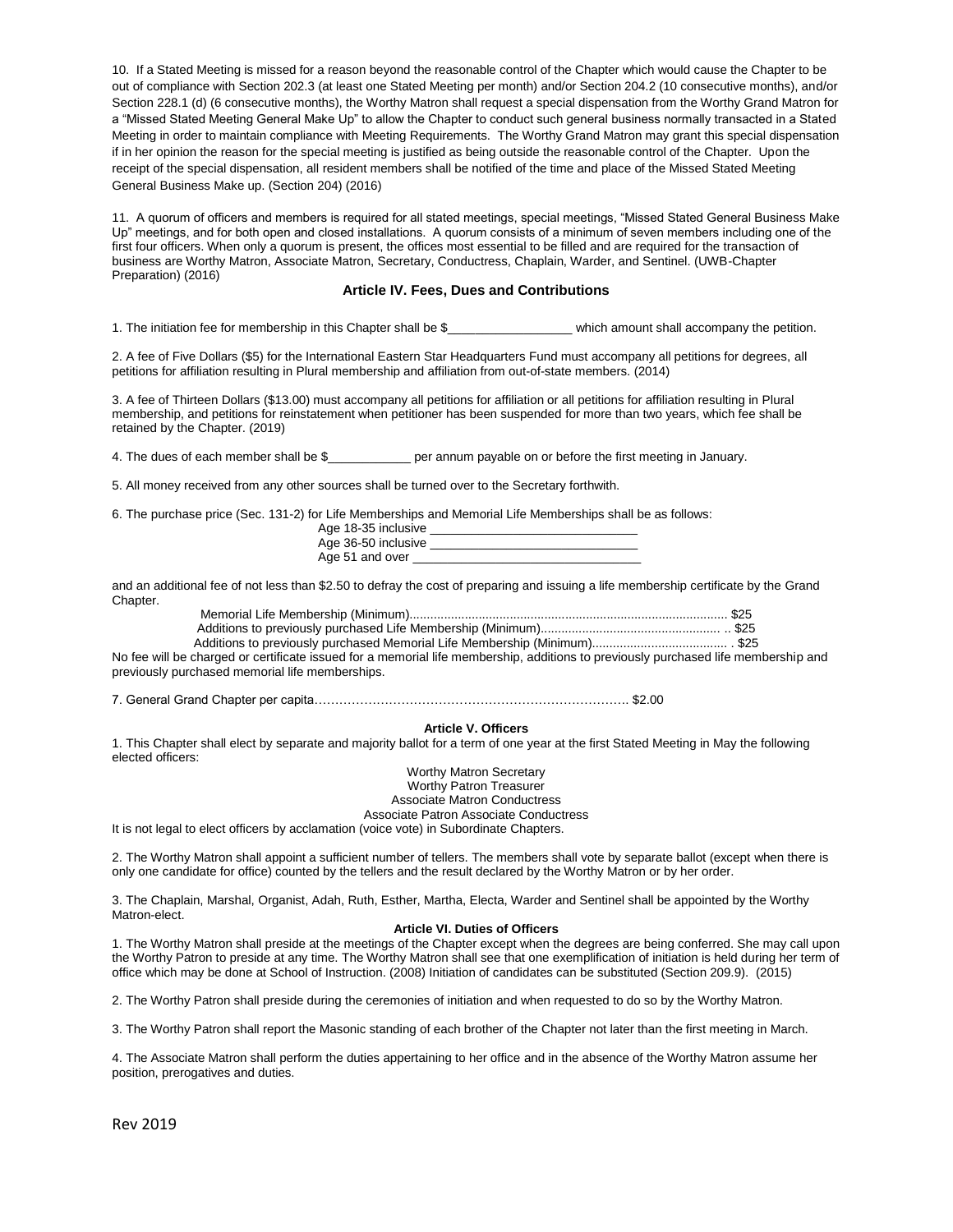10. If a Stated Meeting is missed for a reason beyond the reasonable control of the Chapter which would cause the Chapter to be out of compliance with Section 202.3 (at least one Stated Meeting per month) and/or Section 204.2 (10 consecutive months), and/or Section 228.1 (d) (6 consecutive months), the Worthy Matron shall request a special dispensation from the Worthy Grand Matron for a "Missed Stated Meeting General Make Up" to allow the Chapter to conduct such general business normally transacted in a Stated Meeting in order to maintain compliance with Meeting Requirements. The Worthy Grand Matron may grant this special dispensation if in her opinion the reason for the special meeting is justified as being outside the reasonable control of the Chapter. Upon the receipt of the special dispensation, all resident members shall be notified of the time and place of the Missed Stated Meeting General Business Make up. (Section 204) (2016)

11. A quorum of officers and members is required for all stated meetings, special meetings, "Missed Stated General Business Make Up" meetings, and for both open and closed installations. A quorum consists of a minimum of seven members including one of the first four officers. When only a quorum is present, the offices most essential to be filled and are required for the transaction of business are Worthy Matron, Associate Matron, Secretary, Conductress, Chaplain, Warder, and Sentinel. (UWB-Chapter Preparation) (2016)

## Article IV. Fees, Dues and Contributions

1. The initiation fee for membership in this Chapter shall be $__________________ which amount shall accompany the petition.

2. A fee of Five Dollars ($5) for the International Eastern Star Headquarters Fund must accompany all petitions for degrees, all petitions for affiliation resulting in Plural membership and affiliation from out-of-state members. (2014)

3. A fee of Thirteen Dollars ($13.00) must accompany all petitions for affiliation or all petitions for affiliation resulting in Plural membership, and petitions for reinstatement when petitioner has been suspended for more than two years, which fee shall be retained by the Chapter. (2019)

4. The dues of each member shall be $____________ per annum payable on or before the first meeting in January.

5. All money received from any other sources shall be turned over to the Secretary forthwith.

6. The purchase price (Sec. 131-2) for Life Memberships and Memorial Life Memberships shall be as follows:

Age 18-35 inclusive ______________________________
Age 36-50 inclusive ______________________________
Age 51 and over ________________________________

and an additional fee of not less than $2.50 to defray the cost of preparing and issuing a life membership certificate by the Grand Chapter.

Memorial Life Membership (Minimum)........................................................................................... $25
Additions to previously purchased Life Membership (Minimum).................................................. .. $25
Additions to previously purchased Memorial Life Membership (Minimum)....................................... . $25

No fee will be charged or certificate issued for a memorial life membership, additions to previously purchased life membership and previously purchased memorial life memberships.

7. General Grand Chapter per capita………………………………………………………………….. $2.00

### Article V. Officers

1. This Chapter shall elect by separate and majority ballot for a term of one year at the first Stated Meeting in May the following elected officers:

Worthy Matron Secretary
Worthy Patron Treasurer
Associate Matron Conductress
Associate Patron Associate Conductress

It is not legal to elect officers by acclamation (voice vote) in Subordinate Chapters.

2. The Worthy Matron shall appoint a sufficient number of tellers. The members shall vote by separate ballot (except when there is only one candidate for office) counted by the tellers and the result declared by the Worthy Matron or by her order.

3. The Chaplain, Marshal, Organist, Adah, Ruth, Esther, Martha, Electa, Warder and Sentinel shall be appointed by the Worthy Matron-elect.

### Article VI. Duties of Officers

1. The Worthy Matron shall preside at the meetings of the Chapter except when the degrees are being conferred. She may call upon the Worthy Patron to preside at any time. The Worthy Matron shall see that one exemplification of initiation is held during her term of office which may be done at School of Instruction. (2008) Initiation of candidates can be substituted (Section 209.9). (2015)

2. The Worthy Patron shall preside during the ceremonies of initiation and when requested to do so by the Worthy Matron.

3. The Worthy Patron shall report the Masonic standing of each brother of the Chapter not later than the first meeting in March.

4. The Associate Matron shall perform the duties appertaining to her office and in the absence of the Worthy Matron assume her position, prerogatives and duties.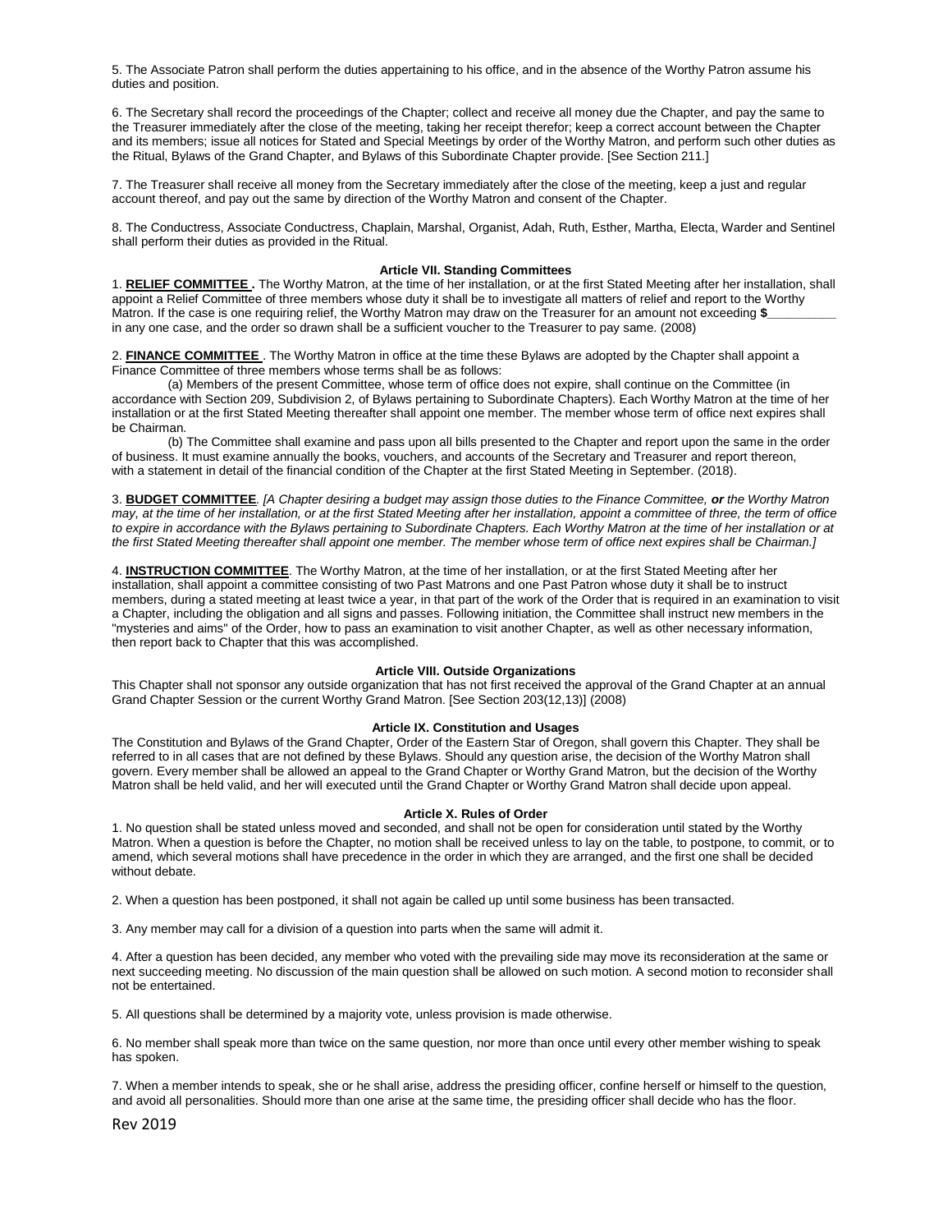5. The Associate Patron shall perform the duties appertaining to his office, and in the absence of the Worthy Patron assume his duties and position.

6. The Secretary shall record the proceedings of the Chapter; collect and receive all money due the Chapter, and pay the same to the Treasurer immediately after the close of the meeting, taking her receipt therefor; keep a correct account between the Chapter and its members; issue all notices for Stated and Special Meetings by order of the Worthy Matron, and perform such other duties as the Ritual, Bylaws of the Grand Chapter, and Bylaws of this Subordinate Chapter provide. [See Section 211.]

7. The Treasurer shall receive all money from the Secretary immediately after the close of the meeting, keep a just and regular account thereof, and pay out the same by direction of the Worthy Matron and consent of the Chapter.

8. The Conductress, Associate Conductress, Chaplain, Marshal, Organist, Adah, Ruth, Esther, Martha, Electa, Warder and Sentinel shall perform their duties as provided in the Ritual.

### Article VII. Standing Committees

1. **RELIEF COMMITTEE .** The Worthy Matron, at the time of her installation, or at the first Stated Meeting after her installation, shall appoint a Relief Committee of three members whose duty it shall be to investigate all matters of relief and report to the Worthy Matron. If the case is one requiring relief, the Worthy Matron may draw on the Treasurer for an amount not exceeding **$__________** in any one case, and the order so drawn shall be a sufficient voucher to the Treasurer to pay same. (2008)

2. **FINANCE COMMITTEE** . The Worthy Matron in office at the time these Bylaws are adopted by the Chapter shall appoint a Finance Committee of three members whose terms shall be as follows:

(a) Members of the present Committee, whose term of office does not expire, shall continue on the Committee (in accordance with Section 209, Subdivision 2, of Bylaws pertaining to Subordinate Chapters). Each Worthy Matron at the time of her installation or at the first Stated Meeting thereafter shall appoint one member. The member whose term of office next expires shall be Chairman.

(b) The Committee shall examine and pass upon all bills presented to the Chapter and report upon the same in the order of business. It must examine annually the books, vouchers, and accounts of the Secretary and Treasurer and report thereon, with a statement in detail of the financial condition of the Chapter at the first Stated Meeting in September. (2018).

3. **BUDGET COMMITTEE**. *[A Chapter desiring a budget may assign those duties to the Finance Committee, **or** the Worthy Matron may, at the time of her installation, or at the first Stated Meeting after her installation, appoint a committee of three, the term of office to expire in accordance with the Bylaws pertaining to Subordinate Chapters. Each Worthy Matron at the time of her installation or at the first Stated Meeting thereafter shall appoint one member. The member whose term of office next expires shall be Chairman.]*

4. **INSTRUCTION COMMITTEE**. The Worthy Matron, at the time of her installation, or at the first Stated Meeting after her installation, shall appoint a committee consisting of two Past Matrons and one Past Patron whose duty it shall be to instruct members, during a stated meeting at least twice a year, in that part of the work of the Order that is required in an examination to visit a Chapter, including the obligation and all signs and passes. Following initiation, the Committee shall instruct new members in the "mysteries and aims" of the Order, how to pass an examination to visit another Chapter, as well as other necessary information, then report back to Chapter that this was accomplished.

### Article VIII. Outside Organizations

This Chapter shall not sponsor any outside organization that has not first received the approval of the Grand Chapter at an annual Grand Chapter Session or the current Worthy Grand Matron. [See Section 203(12,13)] (2008)

### Article IX. Constitution and Usages

The Constitution and Bylaws of the Grand Chapter, Order of the Eastern Star of Oregon, shall govern this Chapter. They shall be referred to in all cases that are not defined by these Bylaws. Should any question arise, the decision of the Worthy Matron shall govern. Every member shall be allowed an appeal to the Grand Chapter or Worthy Grand Matron, but the decision of the Worthy Matron shall be held valid, and her will executed until the Grand Chapter or Worthy Grand Matron shall decide upon appeal.

### Article X. Rules of Order

1. No question shall be stated unless moved and seconded, and shall not be open for consideration until stated by the Worthy Matron. When a question is before the Chapter, no motion shall be received unless to lay on the table, to postpone, to commit, or to amend, which several motions shall have precedence in the order in which they are arranged, and the first one shall be decided without debate.

2. When a question has been postponed, it shall not again be called up until some business has been transacted.

3. Any member may call for a division of a question into parts when the same will admit it.

4. After a question has been decided, any member who voted with the prevailing side may move its reconsideration at the same or next succeeding meeting. No discussion of the main question shall be allowed on such motion. A second motion to reconsider shall not be entertained.

5. All questions shall be determined by a majority vote, unless provision is made otherwise.

6. No member shall speak more than twice on the same question, nor more than once until every other member wishing to speak has spoken.

7. When a member intends to speak, she or he shall arise, address the presiding officer, confine herself or himself to the question, and avoid all personalities. Should more than one arise at the same time, the presiding officer shall decide who has the floor.

Rev 2019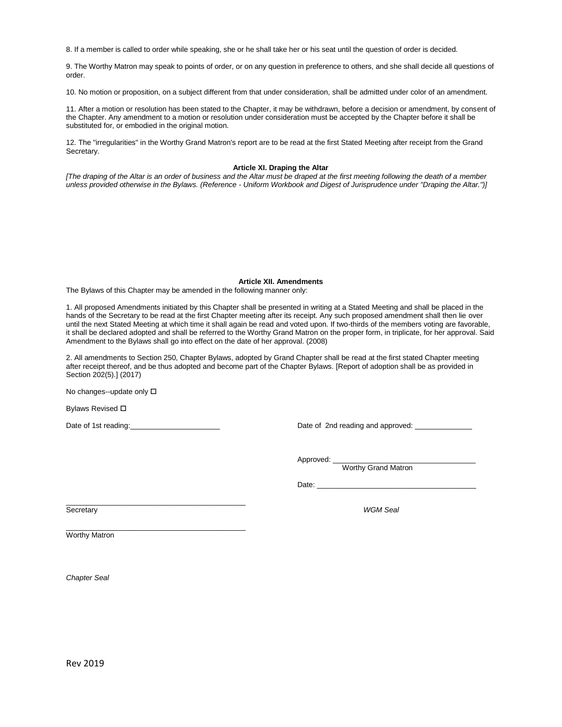8. If a member is called to order while speaking, she or he shall take her or his seat until the question of order is decided.

9. The Worthy Matron may speak to points of order, or on any question in preference to others, and she shall decide all questions of order.

10. No motion or proposition, on a subject different from that under consideration, shall be admitted under color of an amendment.

11. After a motion or resolution has been stated to the Chapter, it may be withdrawn, before a decision or amendment, by consent of the Chapter. Any amendment to a motion or resolution under consideration must be accepted by the Chapter before it shall be substituted for, or embodied in the original motion.

12. The "irregularities" in the Worthy Grand Matron's report are to be read at the first Stated Meeting after receipt from the Grand Secretary.

**Article XI. Draping the Altar**

*[The draping of the Altar is an order of business and the Altar must be draped at the first meeting following the death of a member unless provided otherwise in the Bylaws. (Reference - Uniform Workbook and Digest of Jurisprudence under "Draping the Altar.")]*

**Article XII. Amendments**

The Bylaws of this Chapter may be amended in the following manner only:

1. All proposed Amendments initiated by this Chapter shall be presented in writing at a Stated Meeting and shall be placed in the hands of the Secretary to be read at the first Chapter meeting after its receipt. Any such proposed amendment shall then lie over until the next Stated Meeting at which time it shall again be read and voted upon. If two-thirds of the members voting are favorable, it shall be declared adopted and shall be referred to the Worthy Grand Matron on the proper form, in triplicate, for her approval. Said Amendment to the Bylaws shall go into effect on the date of her approval. (2008)

2. All amendments to Section 250, Chapter Bylaws, adopted by Grand Chapter shall be read at the first stated Chapter meeting after receipt thereof, and be thus adopted and become part of the Chapter Bylaws. [Report of adoption shall be as provided in Section 202(5).] (2017)

No changes--update only ☐

Bylaws Revised ☐

Date of 1st reading:______________________ Date of 2nd reading and approved: ______________

Approved: ____________________________________
Worthy Grand Matron

Date: ________________________________________

_____________________________________________
Secretary

*WGM Seal*

_____________________________________________
Worthy Matron

*Chapter Seal*

Rev 2019